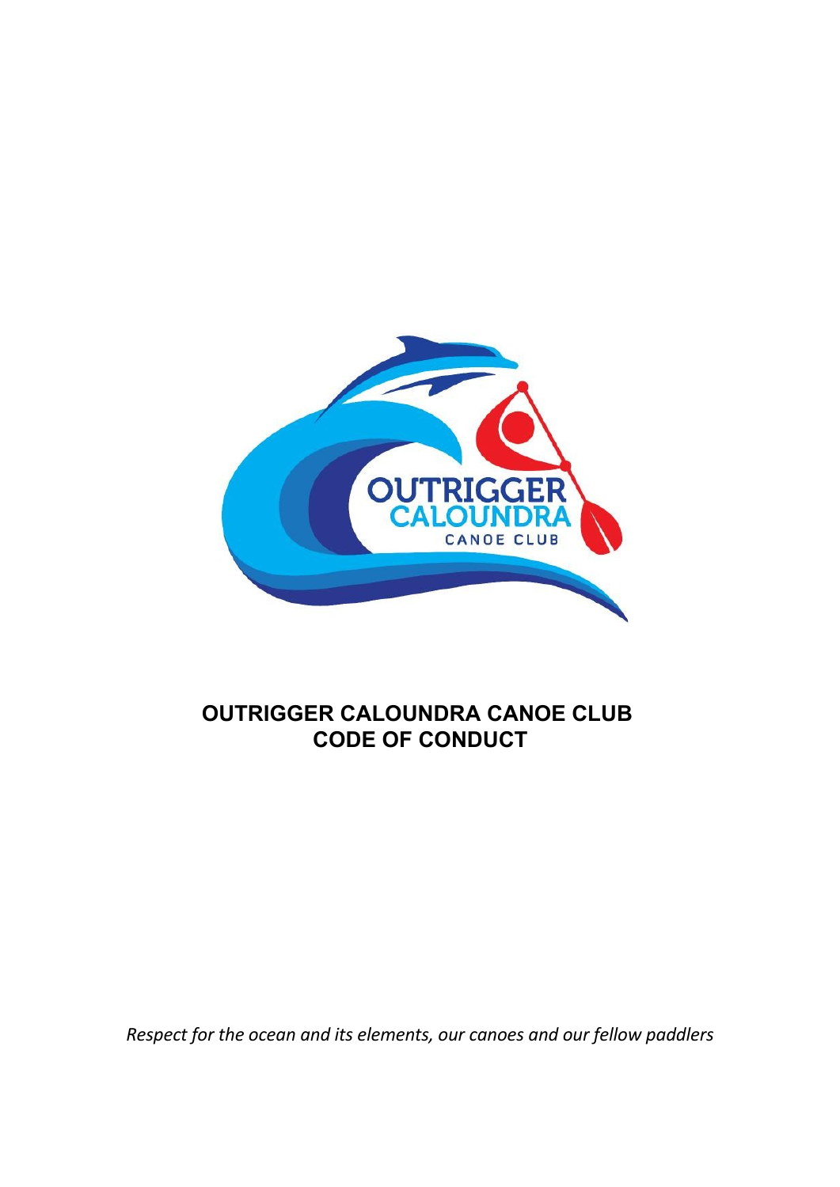# OUTRIGGER CALOUNDRA CANOE CLUB
# CODE OF CONDUCT

*Respect for the ocean and its elements, our canoes and our fellow paddlers*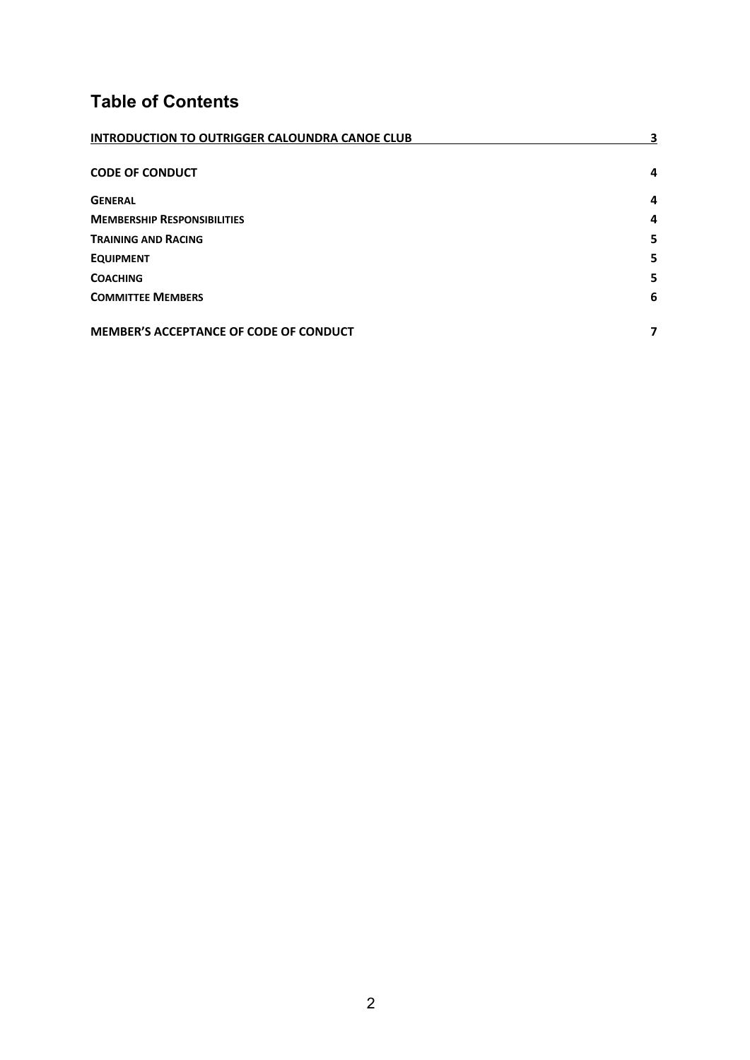# Table of Contents

| | |
|---|---|
| INTRODUCTION TO OUTRIGGER CALOUNDRA CANOE CLUB | 3 |
| CODE OF CONDUCT | 4 |
| GENERAL | 4 |
| MEMBERSHIP RESPONSIBILITIES | 4 |
| TRAINING AND RACING | 5 |
| EQUIPMENT | 5 |
| COACHING | 5 |
| COMMITTEE MEMBERS | 6 |
| MEMBER'S ACCEPTANCE OF CODE OF CONDUCT | 7 |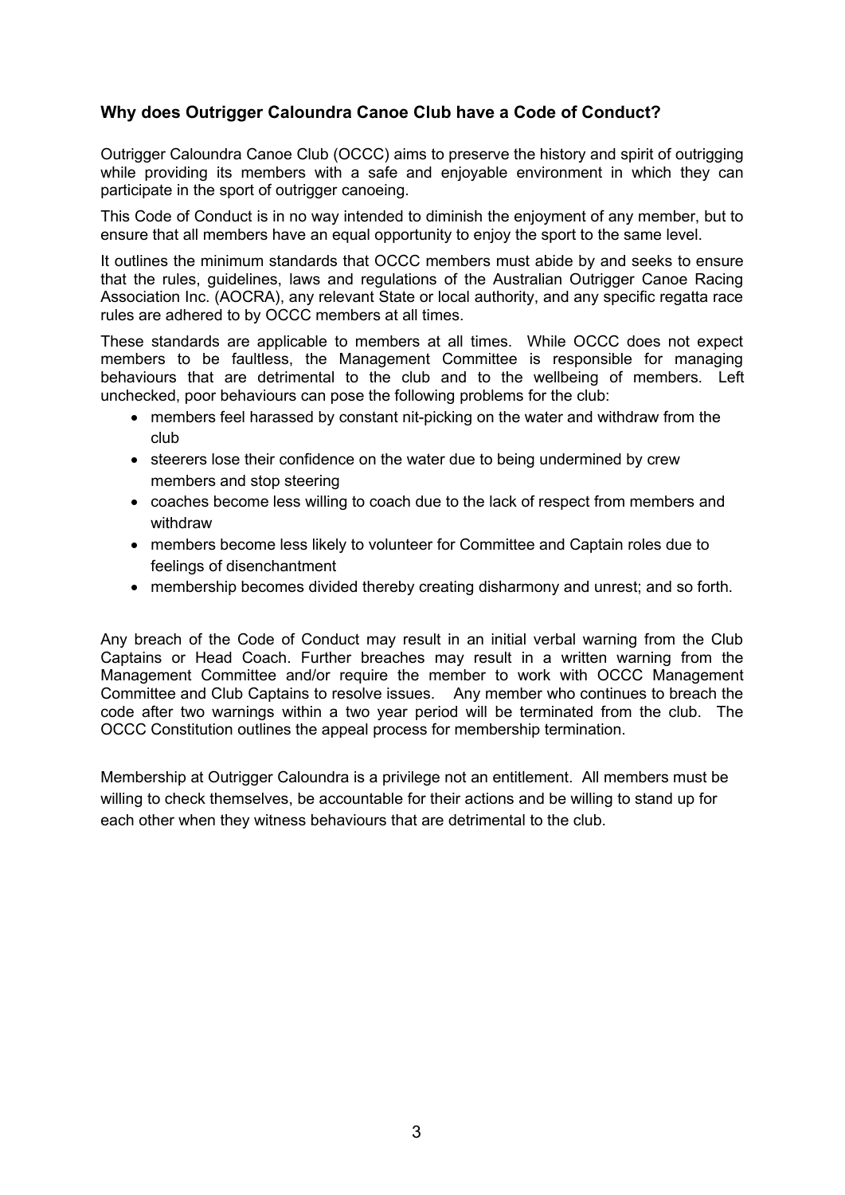## Why does Outrigger Caloundra Canoe Club have a Code of Conduct?

Outrigger Caloundra Canoe Club (OCCC) aims to preserve the history and spirit of outrigging while providing its members with a safe and enjoyable environment in which they can participate in the sport of outrigger canoeing.

This Code of Conduct is in no way intended to diminish the enjoyment of any member, but to ensure that all members have an equal opportunity to enjoy the sport to the same level.

It outlines the minimum standards that OCCC members must abide by and seeks to ensure that the rules, guidelines, laws and regulations of the Australian Outrigger Canoe Racing Association Inc. (AOCRA), any relevant State or local authority, and any specific regatta race rules are adhered to by OCCC members at all times.

These standards are applicable to members at all times. While OCCC does not expect members to be faultless, the Management Committee is responsible for managing behaviours that are detrimental to the club and to the wellbeing of members. Left unchecked, poor behaviours can pose the following problems for the club:

- members feel harassed by constant nit-picking on the water and withdraw from the club
- steerers lose their confidence on the water due to being undermined by crew members and stop steering
- coaches become less willing to coach due to the lack of respect from members and withdraw
- members become less likely to volunteer for Committee and Captain roles due to feelings of disenchantment
- membership becomes divided thereby creating disharmony and unrest; and so forth.

Any breach of the Code of Conduct may result in an initial verbal warning from the Club Captains or Head Coach. Further breaches may result in a written warning from the Management Committee and/or require the member to work with OCCC Management Committee and Club Captains to resolve issues. Any member who continues to breach the code after two warnings within a two year period will be terminated from the club. The OCCC Constitution outlines the appeal process for membership termination.

Membership at Outrigger Caloundra is a privilege not an entitlement. All members must be willing to check themselves, be accountable for their actions and be willing to stand up for each other when they witness behaviours that are detrimental to the club.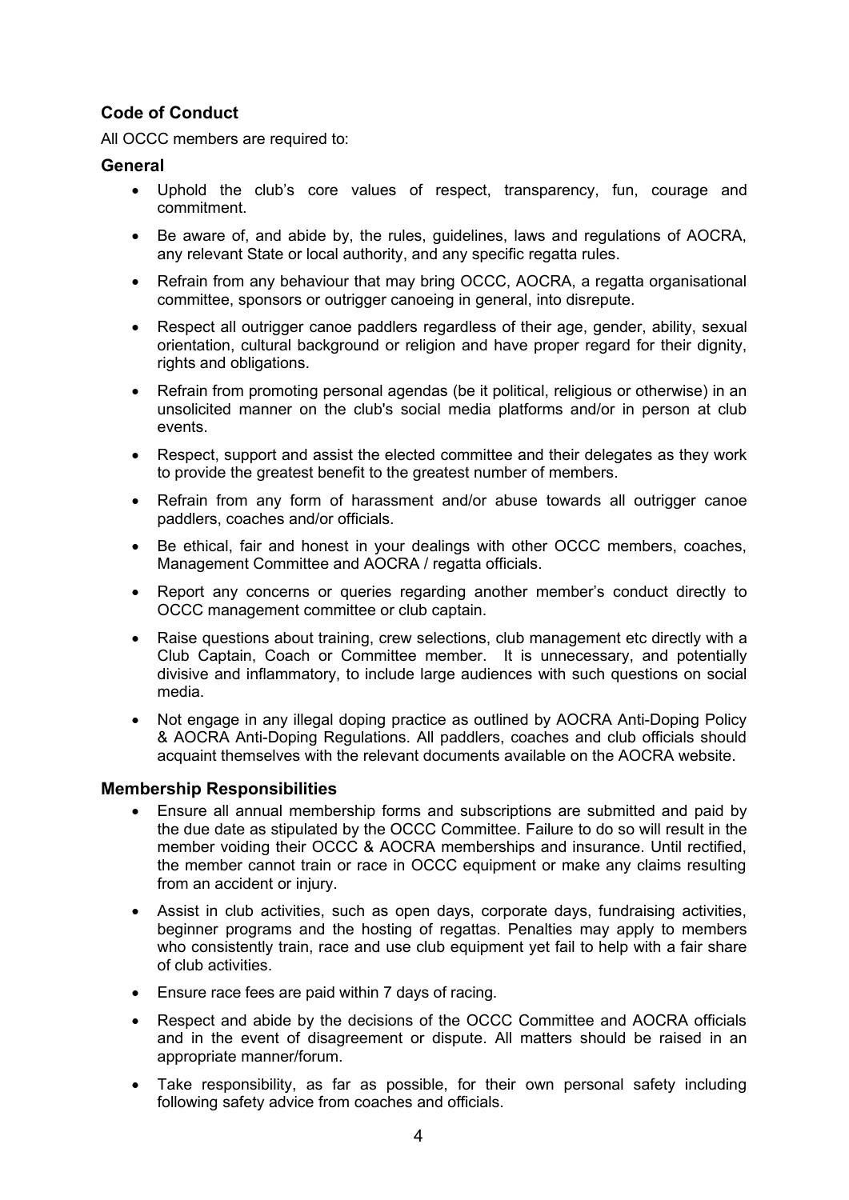## Code of Conduct

All OCCC members are required to:

### General

- Uphold the club's core values of respect, transparency, fun, courage and commitment.
- Be aware of, and abide by, the rules, guidelines, laws and regulations of AOCRA, any relevant State or local authority, and any specific regatta rules.
- Refrain from any behaviour that may bring OCCC, AOCRA, a regatta organisational committee, sponsors or outrigger canoeing in general, into disrepute.
- Respect all outrigger canoe paddlers regardless of their age, gender, ability, sexual orientation, cultural background or religion and have proper regard for their dignity, rights and obligations.
- Refrain from promoting personal agendas (be it political, religious or otherwise) in an unsolicited manner on the club's social media platforms and/or in person at club events.
- Respect, support and assist the elected committee and their delegates as they work to provide the greatest benefit to the greatest number of members.
- Refrain from any form of harassment and/or abuse towards all outrigger canoe paddlers, coaches and/or officials.
- Be ethical, fair and honest in your dealings with other OCCC members, coaches, Management Committee and AOCRA / regatta officials.
- Report any concerns or queries regarding another member's conduct directly to OCCC management committee or club captain.
- Raise questions about training, crew selections, club management etc directly with a Club Captain, Coach or Committee member. It is unnecessary, and potentially divisive and inflammatory, to include large audiences with such questions on social media.
- Not engage in any illegal doping practice as outlined by AOCRA Anti-Doping Policy & AOCRA Anti-Doping Regulations. All paddlers, coaches and club officials should acquaint themselves with the relevant documents available on the AOCRA website.

### Membership Responsibilities

- Ensure all annual membership forms and subscriptions are submitted and paid by the due date as stipulated by the OCCC Committee. Failure to do so will result in the member voiding their OCCC & AOCRA memberships and insurance. Until rectified, the member cannot train or race in OCCC equipment or make any claims resulting from an accident or injury.
- Assist in club activities, such as open days, corporate days, fundraising activities, beginner programs and the hosting of regattas. Penalties may apply to members who consistently train, race and use club equipment yet fail to help with a fair share of club activities.
- Ensure race fees are paid within 7 days of racing.
- Respect and abide by the decisions of the OCCC Committee and AOCRA officials and in the event of disagreement or dispute. All matters should be raised in an appropriate manner/forum.
- Take responsibility, as far as possible, for their own personal safety including following safety advice from coaches and officials.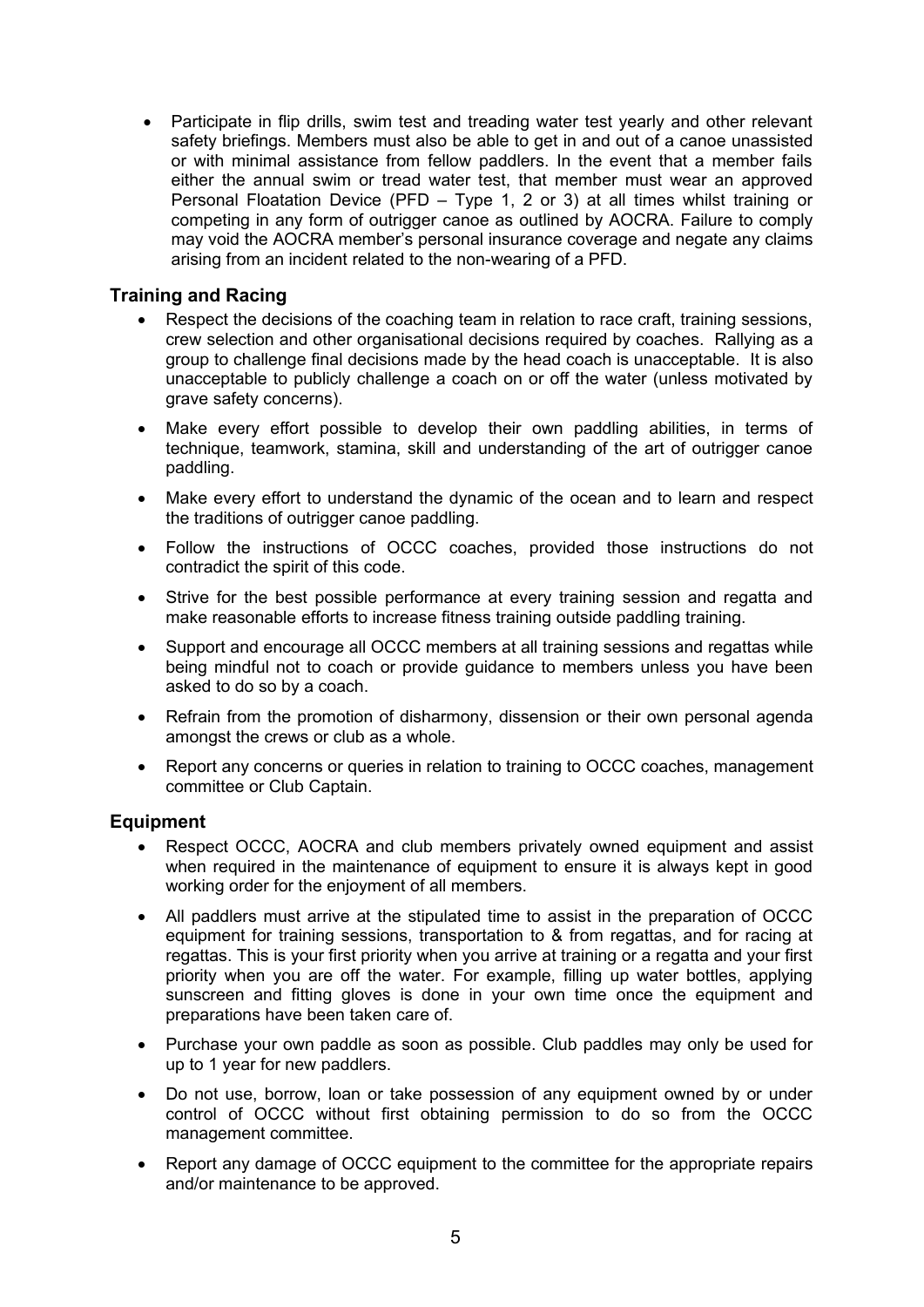- Participate in flip drills, swim test and treading water test yearly and other relevant safety briefings. Members must also be able to get in and out of a canoe unassisted or with minimal assistance from fellow paddlers. In the event that a member fails either the annual swim or tread water test, that member must wear an approved Personal Floatation Device (PFD – Type 1, 2 or 3) at all times whilst training or competing in any form of outrigger canoe as outlined by AOCRA. Failure to comply may void the AOCRA member's personal insurance coverage and negate any claims arising from an incident related to the non-wearing of a PFD.

### Training and Racing

- Respect the decisions of the coaching team in relation to race craft, training sessions, crew selection and other organisational decisions required by coaches. Rallying as a group to challenge final decisions made by the head coach is unacceptable. It is also unacceptable to publicly challenge a coach on or off the water (unless motivated by grave safety concerns).
- Make every effort possible to develop their own paddling abilities, in terms of technique, teamwork, stamina, skill and understanding of the art of outrigger canoe paddling.
- Make every effort to understand the dynamic of the ocean and to learn and respect the traditions of outrigger canoe paddling.
- Follow the instructions of OCCC coaches, provided those instructions do not contradict the spirit of this code.
- Strive for the best possible performance at every training session and regatta and make reasonable efforts to increase fitness training outside paddling training.
- Support and encourage all OCCC members at all training sessions and regattas while being mindful not to coach or provide guidance to members unless you have been asked to do so by a coach.
- Refrain from the promotion of disharmony, dissension or their own personal agenda amongst the crews or club as a whole.
- Report any concerns or queries in relation to training to OCCC coaches, management committee or Club Captain.

### Equipment

- Respect OCCC, AOCRA and club members privately owned equipment and assist when required in the maintenance of equipment to ensure it is always kept in good working order for the enjoyment of all members.
- All paddlers must arrive at the stipulated time to assist in the preparation of OCCC equipment for training sessions, transportation to & from regattas, and for racing at regattas. This is your first priority when you arrive at training or a regatta and your first priority when you are off the water. For example, filling up water bottles, applying sunscreen and fitting gloves is done in your own time once the equipment and preparations have been taken care of.
- Purchase your own paddle as soon as possible. Club paddles may only be used for up to 1 year for new paddlers.
- Do not use, borrow, loan or take possession of any equipment owned by or under control of OCCC without first obtaining permission to do so from the OCCC management committee.
- Report any damage of OCCC equipment to the committee for the appropriate repairs and/or maintenance to be approved.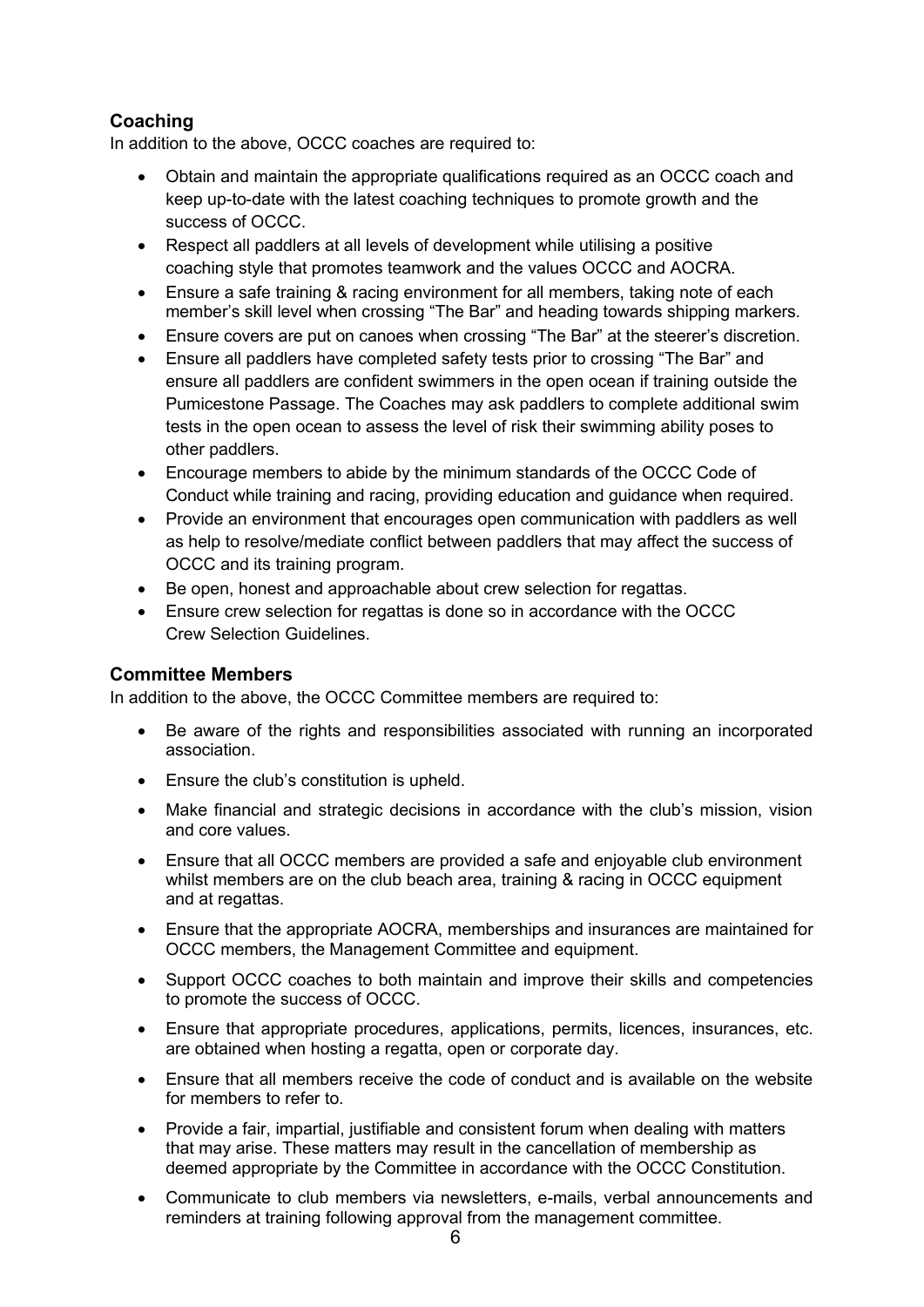## Coaching

In addition to the above, OCCC coaches are required to:

- Obtain and maintain the appropriate qualifications required as an OCCC coach and keep up-to-date with the latest coaching techniques to promote growth and the success of OCCC.
- Respect all paddlers at all levels of development while utilising a positive coaching style that promotes teamwork and the values OCCC and AOCRA.
- Ensure a safe training & racing environment for all members, taking note of each member's skill level when crossing "The Bar" and heading towards shipping markers.
- Ensure covers are put on canoes when crossing "The Bar" at the steerer's discretion.
- Ensure all paddlers have completed safety tests prior to crossing "The Bar" and ensure all paddlers are confident swimmers in the open ocean if training outside the Pumicestone Passage. The Coaches may ask paddlers to complete additional swim tests in the open ocean to assess the level of risk their swimming ability poses to other paddlers.
- Encourage members to abide by the minimum standards of the OCCC Code of Conduct while training and racing, providing education and guidance when required.
- Provide an environment that encourages open communication with paddlers as well as help to resolve/mediate conflict between paddlers that may affect the success of OCCC and its training program.
- Be open, honest and approachable about crew selection for regattas.
- Ensure crew selection for regattas is done so in accordance with the OCCC Crew Selection Guidelines.

## Committee Members

In addition to the above, the OCCC Committee members are required to:

- Be aware of the rights and responsibilities associated with running an incorporated association.
- Ensure the club's constitution is upheld.
- Make financial and strategic decisions in accordance with the club's mission, vision and core values.
- Ensure that all OCCC members are provided a safe and enjoyable club environment whilst members are on the club beach area, training & racing in OCCC equipment and at regattas.
- Ensure that the appropriate AOCRA, memberships and insurances are maintained for OCCC members, the Management Committee and equipment.
- Support OCCC coaches to both maintain and improve their skills and competencies to promote the success of OCCC.
- Ensure that appropriate procedures, applications, permits, licences, insurances, etc. are obtained when hosting a regatta, open or corporate day.
- Ensure that all members receive the code of conduct and is available on the website for members to refer to.
- Provide a fair, impartial, justifiable and consistent forum when dealing with matters that may arise. These matters may result in the cancellation of membership as deemed appropriate by the Committee in accordance with the OCCC Constitution.
- Communicate to club members via newsletters, e-mails, verbal announcements and reminders at training following approval from the management committee.